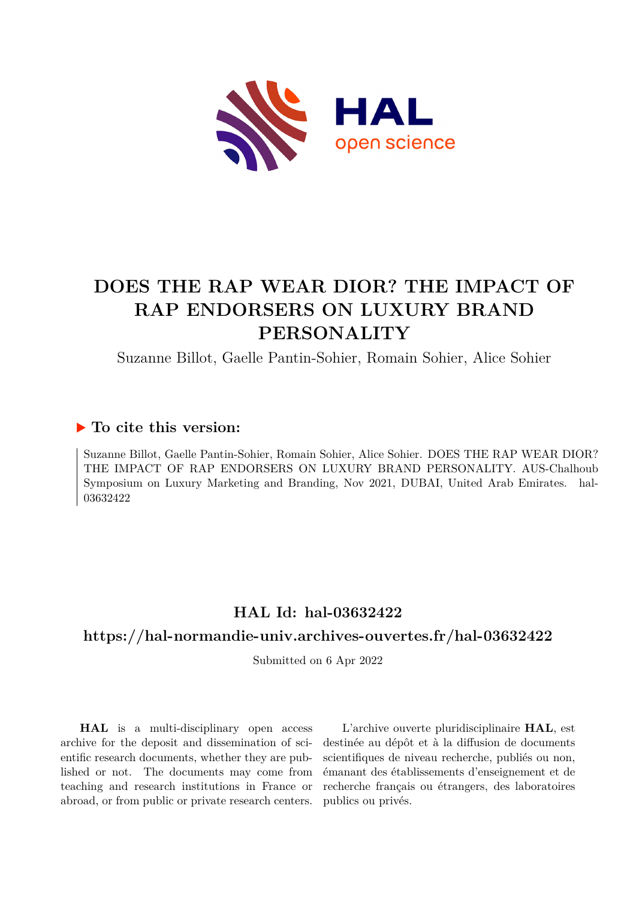# DOES THE RAP WEAR DIOR? THE IMPACT OF RAP ENDORSERS ON LUXURY BRAND PERSONALITY

Suzanne Billot, Gaelle Pantin-Sohier, Romain Sohier, Alice Sohier

## ▶ To cite this version:

Suzanne Billot, Gaelle Pantin-Sohier, Romain Sohier, Alice Sohier. DOES THE RAP WEAR DIOR? THE IMPACT OF RAP ENDORSERS ON LUXURY BRAND PERSONALITY. AUS-Chalhoub Symposium on Luxury Marketing and Branding, Nov 2021, DUBAI, United Arab Emirates. hal-03632422

## HAL Id: hal-03632422

## https://hal-normandie-univ.archives-ouvertes.fr/hal-03632422

Submitted on 6 Apr 2022

**HAL** is a multi-disciplinary open access archive for the deposit and dissemination of scientific research documents, whether they are published or not. The documents may come from teaching and research institutions in France or abroad, or from public or private research centers.

L'archive ouverte pluridisciplinaire **HAL**, est destinée au dépôt et à la diffusion de documents scientifiques de niveau recherche, publiés ou non, émanant des établissements d'enseignement et de recherche français ou étrangers, des laboratoires publics ou privés.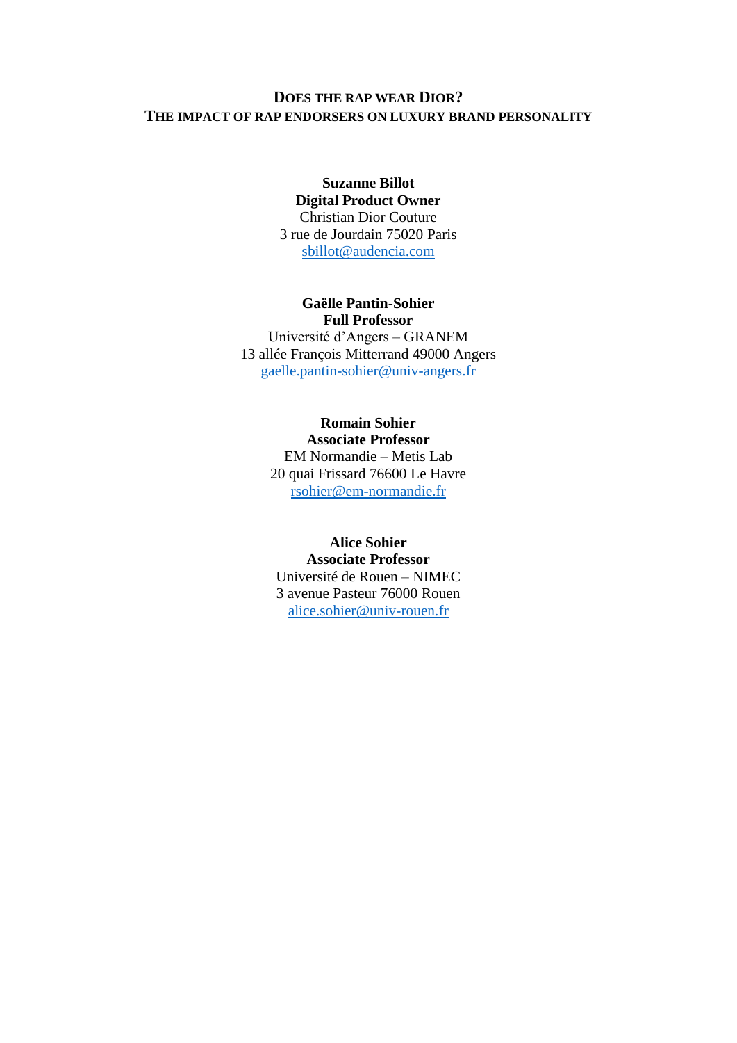# DOES THE RAP WEAR DIOR?
## THE IMPACT OF RAP ENDORSERS ON LUXURY BRAND PERSONALITY

**Suzanne Billot**
**Digital Product Owner**
Christian Dior Couture
3 rue de Jourdain 75020 Paris
sbillot@audencia.com

**Gaëlle Pantin-Sohier**
**Full Professor**
Université d'Angers – GRANEM
13 allée François Mitterrand 49000 Angers
gaelle.pantin-sohier@univ-angers.fr

**Romain Sohier**
**Associate Professor**
EM Normandie – Metis Lab
20 quai Frissard 76600 Le Havre
rsohier@em-normandie.fr

**Alice Sohier**
**Associate Professor**
Université de Rouen – NIMEC
3 avenue Pasteur 76000 Rouen
alice.sohier@univ-rouen.fr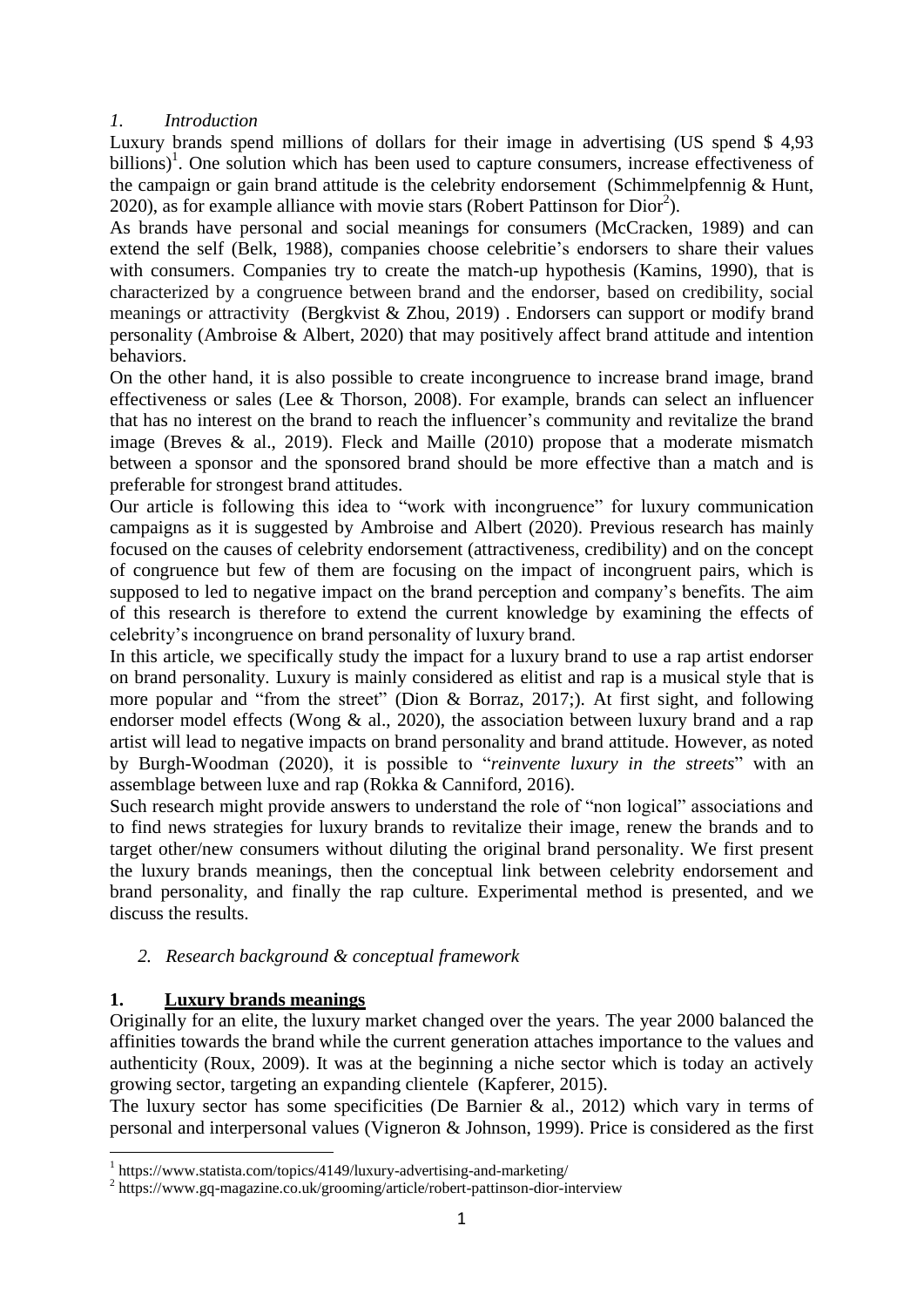## *1. Introduction*

Luxury brands spend millions of dollars for their image in advertising (US spend $ 4,93 billions)[1]. One solution which has been used to capture consumers, increase effectiveness of the campaign or gain brand attitude is the celebrity endorsement (Schimmelpfennig & Hunt, 2020), as for example alliance with movie stars (Robert Pattinson for Dior[2]).

As brands have personal and social meanings for consumers (McCracken, 1989) and can extend the self (Belk, 1988), companies choose celebritie's endorsers to share their values with consumers. Companies try to create the match-up hypothesis (Kamins, 1990), that is characterized by a congruence between brand and the endorser, based on credibility, social meanings or attractivity (Bergkvist & Zhou, 2019) . Endorsers can support or modify brand personality (Ambroise & Albert, 2020) that may positively affect brand attitude and intention behaviors.

On the other hand, it is also possible to create incongruence to increase brand image, brand effectiveness or sales (Lee & Thorson, 2008). For example, brands can select an influencer that has no interest on the brand to reach the influencer's community and revitalize the brand image (Breves & al., 2019). Fleck and Maille (2010) propose that a moderate mismatch between a sponsor and the sponsored brand should be more effective than a match and is preferable for strongest brand attitudes.

Our article is following this idea to "work with incongruence" for luxury communication campaigns as it is suggested by Ambroise and Albert (2020). Previous research has mainly focused on the causes of celebrity endorsement (attractiveness, credibility) and on the concept of congruence but few of them are focusing on the impact of incongruent pairs, which is supposed to led to negative impact on the brand perception and company's benefits. The aim of this research is therefore to extend the current knowledge by examining the effects of celebrity's incongruence on brand personality of luxury brand.

In this article, we specifically study the impact for a luxury brand to use a rap artist endorser on brand personality. Luxury is mainly considered as elitist and rap is a musical style that is more popular and "from the street" (Dion & Borraz, 2017;). At first sight, and following endorser model effects (Wong & al., 2020), the association between luxury brand and a rap artist will lead to negative impacts on brand personality and brand attitude. However, as noted by Burgh-Woodman (2020), it is possible to "*reinvente luxury in the streets*" with an assemblage between luxe and rap (Rokka & Canniford, 2016).

Such research might provide answers to understand the role of "non logical" associations and to find news strategies for luxury brands to revitalize their image, renew the brands and to target other/new consumers without diluting the original brand personality. We first present the luxury brands meanings, then the conceptual link between celebrity endorsement and brand personality, and finally the rap culture. Experimental method is presented, and we discuss the results.

## *2. Research background & conceptual framework*

### 1. Luxury brands meanings

Originally for an elite, the luxury market changed over the years. The year 2000 balanced the affinities towards the brand while the current generation attaches importance to the values and authenticity (Roux, 2009). It was at the beginning a niche sector which is today an actively growing sector, targeting an expanding clientele (Kapferer, 2015).

The luxury sector has some specificities (De Barnier & al., 2012) which vary in terms of personal and interpersonal values (Vigneron & Johnson, 1999). Price is considered as the first

---

[1] https://www.statista.com/topics/4149/luxury-advertising-and-marketing/

[2] https://www.gq-magazine.co.uk/grooming/article/robert-pattinson-dior-interview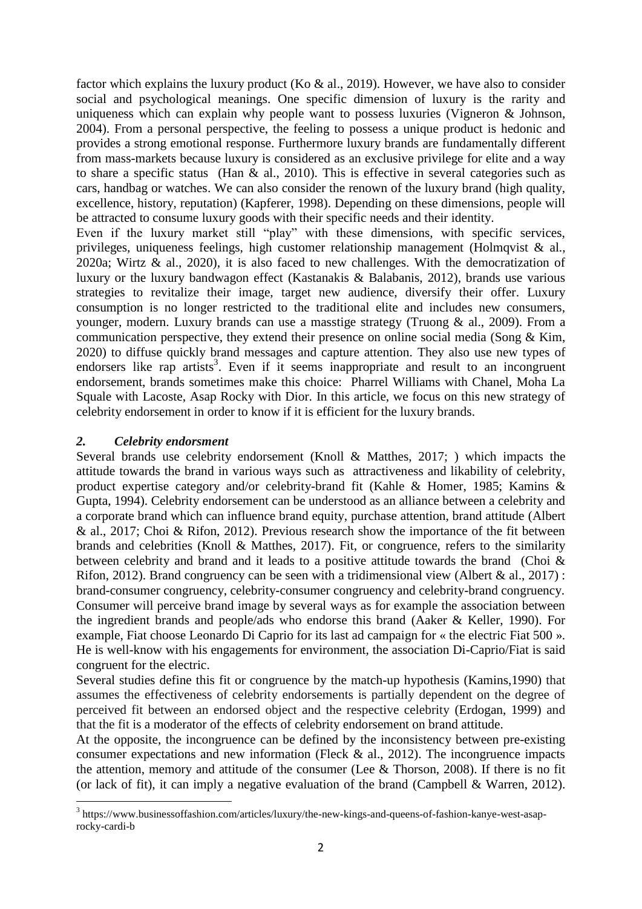factor which explains the luxury product (Ko & al., 2019). However, we have also to consider social and psychological meanings. One specific dimension of luxury is the rarity and uniqueness which can explain why people want to possess luxuries (Vigneron & Johnson, 2004). From a personal perspective, the feeling to possess a unique product is hedonic and provides a strong emotional response. Furthermore luxury brands are fundamentally different from mass-markets because luxury is considered as an exclusive privilege for elite and a way to share a specific status (Han & al., 2010). This is effective in several categories such as cars, handbag or watches. We can also consider the renown of the luxury brand (high quality, excellence, history, reputation) (Kapferer, 1998). Depending on these dimensions, people will be attracted to consume luxury goods with their specific needs and their identity.

Even if the luxury market still "play" with these dimensions, with specific services, privileges, uniqueness feelings, high customer relationship management (Holmqvist & al., 2020a; Wirtz & al., 2020), it is also faced to new challenges. With the democratization of luxury or the luxury bandwagon effect (Kastanakis & Balabanis, 2012), brands use various strategies to revitalize their image, target new audience, diversify their offer. Luxury consumption is no longer restricted to the traditional elite and includes new consumers, younger, modern. Luxury brands can use a masstige strategy (Truong & al., 2009). From a communication perspective, they extend their presence on online social media (Song & Kim, 2020) to diffuse quickly brand messages and capture attention. They also use new types of endorsers like rap artists[3]. Even if it seems inappropriate and result to an incongruent endorsement, brands sometimes make this choice: Pharrel Williams with Chanel, Moha La Squale with Lacoste, Asap Rocky with Dior. In this article, we focus on this new strategy of celebrity endorsement in order to know if it is efficient for the luxury brands.

## *2. Celebrity endorsment*

Several brands use celebrity endorsement (Knoll & Matthes, 2017; ) which impacts the attitude towards the brand in various ways such as attractiveness and likability of celebrity, product expertise category and/or celebrity-brand fit (Kahle & Homer, 1985; Kamins & Gupta, 1994). Celebrity endorsement can be understood as an alliance between a celebrity and a corporate brand which can influence brand equity, purchase attention, brand attitude (Albert & al., 2017; Choi & Rifon, 2012). Previous research show the importance of the fit between brands and celebrities (Knoll & Matthes, 2017). Fit, or congruence, refers to the similarity between celebrity and brand and it leads to a positive attitude towards the brand (Choi & Rifon, 2012). Brand congruency can be seen with a tridimensional view (Albert & al., 2017) : brand-consumer congruency, celebrity-consumer congruency and celebrity-brand congruency. Consumer will perceive brand image by several ways as for example the association between the ingredient brands and people/ads who endorse this brand (Aaker & Keller, 1990). For example, Fiat choose Leonardo Di Caprio for its last ad campaign for « the electric Fiat 500 ». He is well-know with his engagements for environment, the association Di-Caprio/Fiat is said congruent for the electric.

Several studies define this fit or congruence by the match-up hypothesis (Kamins,1990) that assumes the effectiveness of celebrity endorsements is partially dependent on the degree of perceived fit between an endorsed object and the respective celebrity (Erdogan, 1999) and that the fit is a moderator of the effects of celebrity endorsement on brand attitude.

At the opposite, the incongruence can be defined by the inconsistency between pre-existing consumer expectations and new information (Fleck & al., 2012). The incongruence impacts the attention, memory and attitude of the consumer (Lee & Thorson, 2008). If there is no fit (or lack of fit), it can imply a negative evaluation of the brand (Campbell & Warren, 2012).

---

[3] https://www.businessoffashion.com/articles/luxury/the-new-kings-and-queens-of-fashion-kanye-west-asap-rocky-cardi-b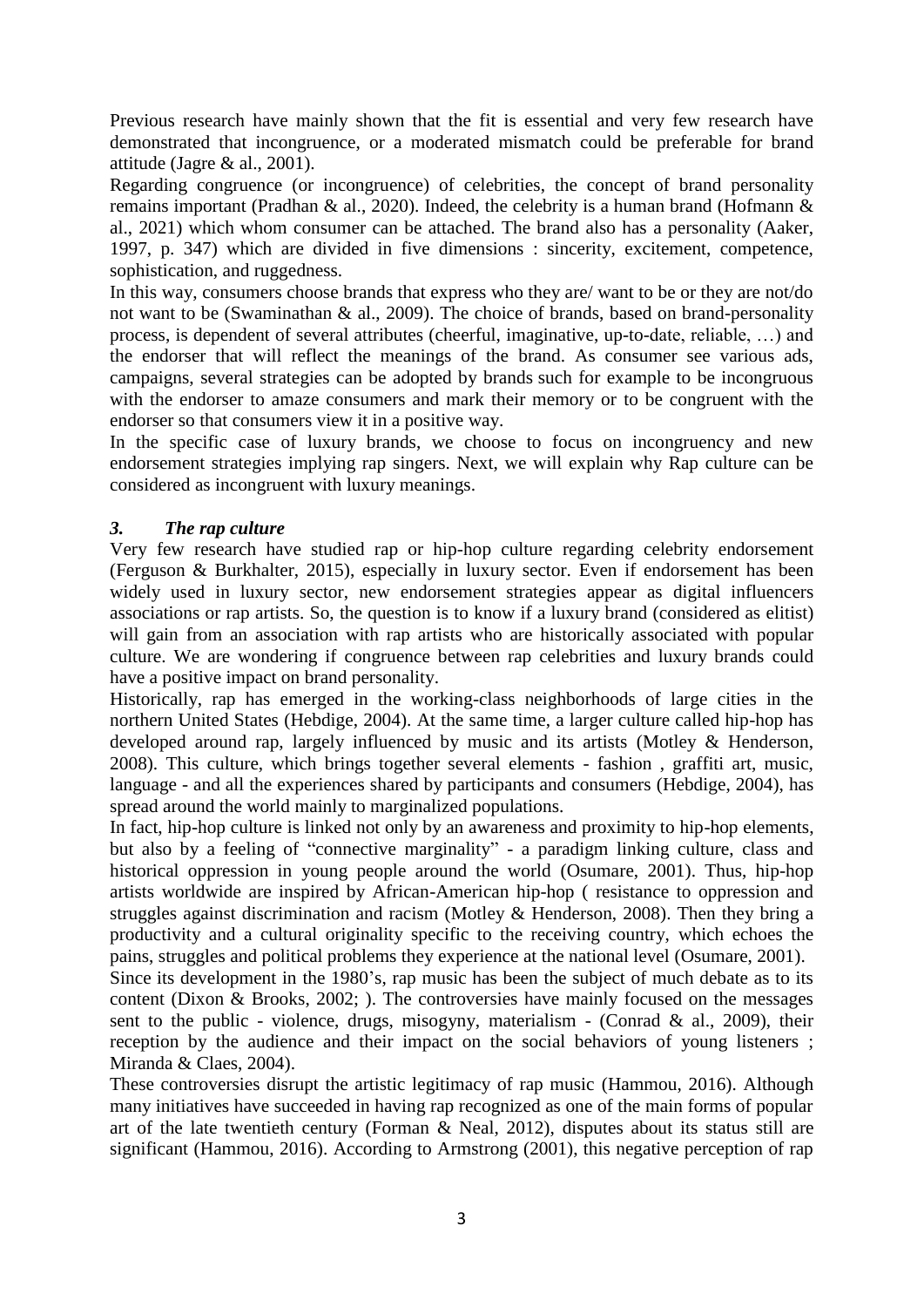Previous research have mainly shown that the fit is essential and very few research have demonstrated that incongruence, or a moderated mismatch could be preferable for brand attitude (Jagre & al., 2001).

Regarding congruence (or incongruence) of celebrities, the concept of brand personality remains important (Pradhan & al., 2020). Indeed, the celebrity is a human brand (Hofmann & al., 2021) which whom consumer can be attached. The brand also has a personality (Aaker, 1997, p. 347) which are divided in five dimensions : sincerity, excitement, competence, sophistication, and ruggedness.

In this way, consumers choose brands that express who they are/ want to be or they are not/do not want to be (Swaminathan & al., 2009). The choice of brands, based on brand-personality process, is dependent of several attributes (cheerful, imaginative, up-to-date, reliable, …) and the endorser that will reflect the meanings of the brand. As consumer see various ads, campaigns, several strategies can be adopted by brands such for example to be incongruous with the endorser to amaze consumers and mark their memory or to be congruent with the endorser so that consumers view it in a positive way.

In the specific case of luxury brands, we choose to focus on incongruency and new endorsement strategies implying rap singers. Next, we will explain why Rap culture can be considered as incongruent with luxury meanings.

### *3. The rap culture*

Very few research have studied rap or hip-hop culture regarding celebrity endorsement (Ferguson & Burkhalter, 2015), especially in luxury sector. Even if endorsement has been widely used in luxury sector, new endorsement strategies appear as digital influencers associations or rap artists. So, the question is to know if a luxury brand (considered as elitist) will gain from an association with rap artists who are historically associated with popular culture. We are wondering if congruence between rap celebrities and luxury brands could have a positive impact on brand personality.

Historically, rap has emerged in the working-class neighborhoods of large cities in the northern United States (Hebdige, 2004). At the same time, a larger culture called hip-hop has developed around rap, largely influenced by music and its artists (Motley & Henderson, 2008). This culture, which brings together several elements - fashion , graffiti art, music, language - and all the experiences shared by participants and consumers (Hebdige, 2004), has spread around the world mainly to marginalized populations.

In fact, hip-hop culture is linked not only by an awareness and proximity to hip-hop elements, but also by a feeling of "connective marginality" - a paradigm linking culture, class and historical oppression in young people around the world (Osumare, 2001). Thus, hip-hop artists worldwide are inspired by African-American hip-hop ( resistance to oppression and struggles against discrimination and racism (Motley & Henderson, 2008). Then they bring a productivity and a cultural originality specific to the receiving country, which echoes the pains, struggles and political problems they experience at the national level (Osumare, 2001).

Since its development in the 1980's, rap music has been the subject of much debate as to its content (Dixon & Brooks, 2002; ). The controversies have mainly focused on the messages sent to the public - violence, drugs, misogyny, materialism - (Conrad & al., 2009), their reception by the audience and their impact on the social behaviors of young listeners ; Miranda & Claes, 2004).

These controversies disrupt the artistic legitimacy of rap music (Hammou, 2016). Although many initiatives have succeeded in having rap recognized as one of the main forms of popular art of the late twentieth century (Forman & Neal, 2012), disputes about its status still are significant (Hammou, 2016). According to Armstrong (2001), this negative perception of rap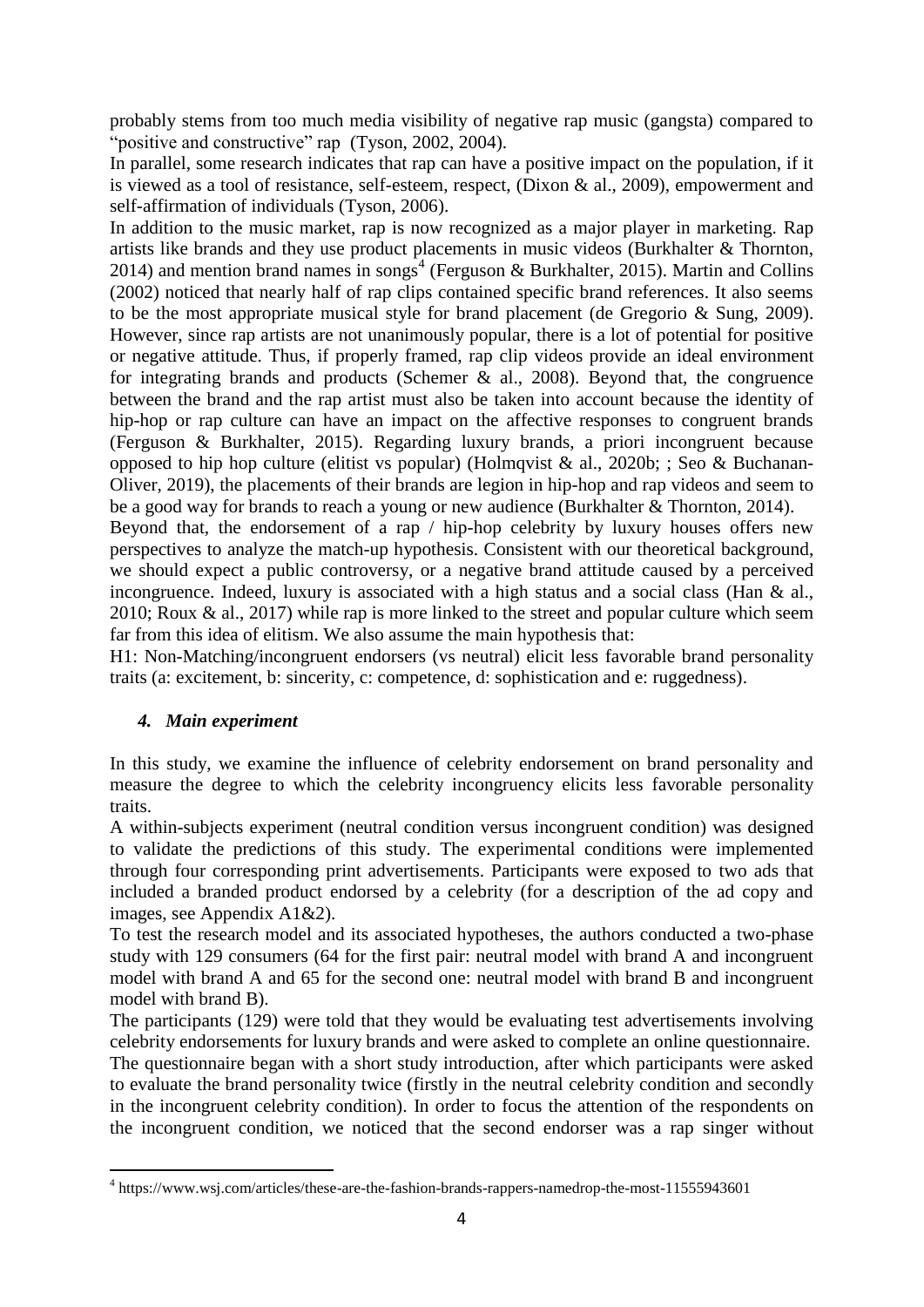probably stems from too much media visibility of negative rap music (gangsta) compared to "positive and constructive" rap (Tyson, 2002, 2004).

In parallel, some research indicates that rap can have a positive impact on the population, if it is viewed as a tool of resistance, self-esteem, respect, (Dixon & al., 2009), empowerment and self-affirmation of individuals (Tyson, 2006).

In addition to the music market, rap is now recognized as a major player in marketing. Rap artists like brands and they use product placements in music videos (Burkhalter & Thornton, 2014) and mention brand names in songs[4] (Ferguson & Burkhalter, 2015). Martin and Collins (2002) noticed that nearly half of rap clips contained specific brand references. It also seems to be the most appropriate musical style for brand placement (de Gregorio & Sung, 2009). However, since rap artists are not unanimously popular, there is a lot of potential for positive or negative attitude. Thus, if properly framed, rap clip videos provide an ideal environment for integrating brands and products (Schemer & al., 2008). Beyond that, the congruence between the brand and the rap artist must also be taken into account because the identity of hip-hop or rap culture can have an impact on the affective responses to congruent brands (Ferguson & Burkhalter, 2015). Regarding luxury brands, a priori incongruent because opposed to hip hop culture (elitist vs popular) (Holmqvist & al., 2020b; ; Seo & Buchanan-Oliver, 2019), the placements of their brands are legion in hip-hop and rap videos and seem to be a good way for brands to reach a young or new audience (Burkhalter & Thornton, 2014).

Beyond that, the endorsement of a rap / hip-hop celebrity by luxury houses offers new perspectives to analyze the match-up hypothesis. Consistent with our theoretical background, we should expect a public controversy, or a negative brand attitude caused by a perceived incongruence. Indeed, luxury is associated with a high status and a social class (Han & al., 2010; Roux & al., 2017) while rap is more linked to the street and popular culture which seem far from this idea of elitism. We also assume the main hypothesis that:

H1: Non-Matching/incongruent endorsers (vs neutral) elicit less favorable brand personality traits (a: excitement, b: sincerity, c: competence, d: sophistication and e: ruggedness).

## *4. Main experiment*

In this study, we examine the influence of celebrity endorsement on brand personality and measure the degree to which the celebrity incongruency elicits less favorable personality traits.

A within-subjects experiment (neutral condition versus incongruent condition) was designed to validate the predictions of this study. The experimental conditions were implemented through four corresponding print advertisements. Participants were exposed to two ads that included a branded product endorsed by a celebrity (for a description of the ad copy and images, see Appendix A1&2).

To test the research model and its associated hypotheses, the authors conducted a two-phase study with 129 consumers (64 for the first pair: neutral model with brand A and incongruent model with brand A and 65 for the second one: neutral model with brand B and incongruent model with brand B).

The participants (129) were told that they would be evaluating test advertisements involving celebrity endorsements for luxury brands and were asked to complete an online questionnaire. The questionnaire began with a short study introduction, after which participants were asked to evaluate the brand personality twice (firstly in the neutral celebrity condition and secondly in the incongruent celebrity condition). In order to focus the attention of the respondents on the incongruent condition, we noticed that the second endorser was a rap singer without

[4] https://www.wsj.com/articles/these-are-the-fashion-brands-rappers-namedrop-the-most-11555943601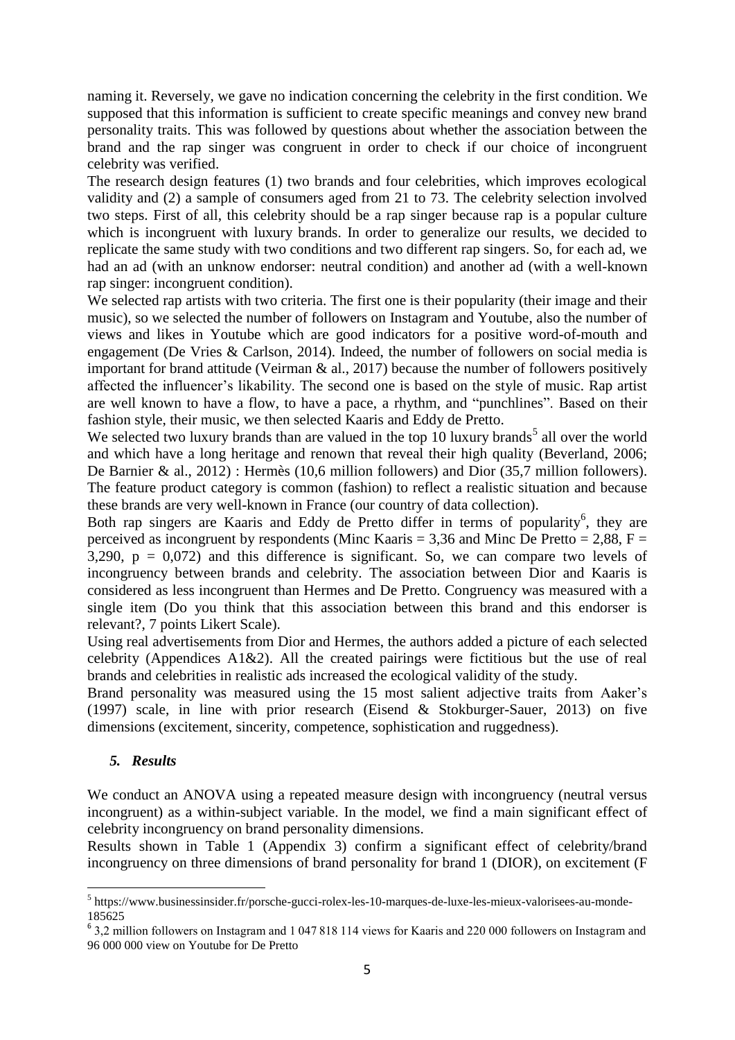naming it. Reversely, we gave no indication concerning the celebrity in the first condition. We supposed that this information is sufficient to create specific meanings and convey new brand personality traits. This was followed by questions about whether the association between the brand and the rap singer was congruent in order to check if our choice of incongruent celebrity was verified.

The research design features (1) two brands and four celebrities, which improves ecological validity and (2) a sample of consumers aged from 21 to 73. The celebrity selection involved two steps. First of all, this celebrity should be a rap singer because rap is a popular culture which is incongruent with luxury brands. In order to generalize our results, we decided to replicate the same study with two conditions and two different rap singers. So, for each ad, we had an ad (with an unknow endorser: neutral condition) and another ad (with a well-known rap singer: incongruent condition).

We selected rap artists with two criteria. The first one is their popularity (their image and their music), so we selected the number of followers on Instagram and Youtube, also the number of views and likes in Youtube which are good indicators for a positive word-of-mouth and engagement (De Vries & Carlson, 2014). Indeed, the number of followers on social media is important for brand attitude (Veirman & al., 2017) because the number of followers positively affected the influencer's likability. The second one is based on the style of music. Rap artist are well known to have a flow, to have a pace, a rhythm, and "punchlines". Based on their fashion style, their music, we then selected Kaaris and Eddy de Pretto.

We selected two luxury brands than are valued in the top 10 luxury brands[5] all over the world and which have a long heritage and renown that reveal their high quality (Beverland, 2006; De Barnier & al., 2012) : Hermès (10,6 million followers) and Dior (35,7 million followers). The feature product category is common (fashion) to reflect a realistic situation and because these brands are very well-known in France (our country of data collection).

Both rap singers are Kaaris and Eddy de Pretto differ in terms of popularity[6], they are perceived as incongruent by respondents (Minc Kaaris = 3,36 and Minc De Pretto = 2,88, F = 3,290, p = 0,072) and this difference is significant. So, we can compare two levels of incongruency between brands and celebrity. The association between Dior and Kaaris is considered as less incongruent than Hermes and De Pretto. Congruency was measured with a single item (Do you think that this association between this brand and this endorser is relevant?, 7 points Likert Scale).

Using real advertisements from Dior and Hermes, the authors added a picture of each selected celebrity (Appendices A1&2). All the created pairings were fictitious but the use of real brands and celebrities in realistic ads increased the ecological validity of the study.

Brand personality was measured using the 15 most salient adjective traits from Aaker's (1997) scale, in line with prior research (Eisend & Stokburger-Sauer, 2013) on five dimensions (excitement, sincerity, competence, sophistication and ruggedness).

### *5. Results*

We conduct an ANOVA using a repeated measure design with incongruency (neutral versus incongruent) as a within-subject variable. In the model, we find a main significant effect of celebrity incongruency on brand personality dimensions.

Results shown in Table 1 (Appendix 3) confirm a significant effect of celebrity/brand incongruency on three dimensions of brand personality for brand 1 (DIOR), on excitement (F

---

[5] https://www.businessinsider.fr/porsche-gucci-rolex-les-10-marques-de-luxe-les-mieux-valorisees-au-monde-185625

[6] 3,2 million followers on Instagram and 1 047 818 114 views for Kaaris and 220 000 followers on Instagram and 96 000 000 view on Youtube for De Pretto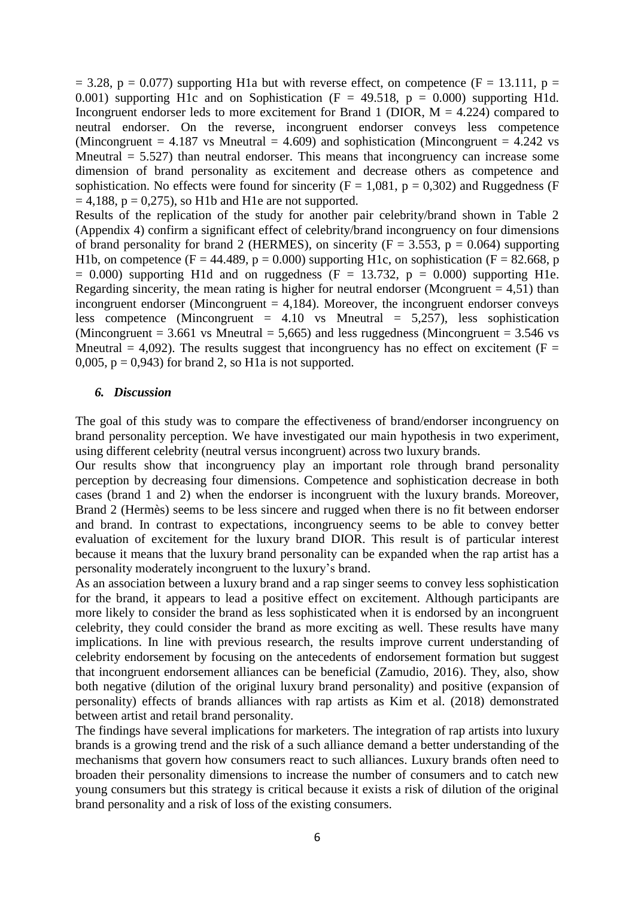$= 3.28$, $p = 0.077$) supporting H1a but with reverse effect, on competence ($F = 13.111$, $p = 0.001$) supporting H1c and on Sophistication ($F = 49.518$, $p = 0.000$) supporting H1d. Incongruent endorser leds to more excitement for Brand 1 (DIOR, $M = 4.224$) compared to neutral endorser. On the reverse, incongruent endorser conveys less competence ($M_{incongruent} = 4.187$ vs $M_{neutral} = 4.609$) and sophistication ($M_{incongruent} = 4.242$ vs $M_{neutral} = 5.527$) than neutral endorser. This means that incongruency can increase some dimension of brand personality as excitement and decrease others as competence and sophistication. No effects were found for sincerity ($F = 1{,}081$, $p = 0{,}302$) and Ruggedness ($F = 4{,}188$, $p = 0{,}275$), so H1b and H1e are not supported.

Results of the replication of the study for another pair celebrity/brand shown in Table 2 (Appendix 4) confirm a significant effect of celebrity/brand incongruency on four dimensions of brand personality for brand 2 (HERMES), on sincerity ($F = 3.553$, $p = 0.064$) supporting H1b, on competence ($F = 44.489$, $p = 0.000$) supporting H1c, on sophistication ($F = 82.668$, $p = 0.000$) supporting H1d and on ruggedness ($F = 13.732$, $p = 0.000$) supporting H1e. Regarding sincerity, the mean rating is higher for neutral endorser ($M_{congruent} = 4{,}51$) than incongruent endorser ($M_{incongruent} = 4{,}184$). Moreover, the incongruent endorser conveys less competence ($M_{incongruent} = 4.10$ vs $M_{neutral} = 5{,}257$), less sophistication ($M_{incongruent} = 3.661$ vs $M_{neutral} = 5{,}665$) and less ruggedness ($M_{incongruent} = 3.546$ vs $M_{neutral} = 4{,}092$). The results suggest that incongruency has no effect on excitement ($F = 0{,}005$, $p = 0{,}943$) for brand 2, so H1a is not supported.

## *6. Discussion*

The goal of this study was to compare the effectiveness of brand/endorser incongruency on brand personality perception. We have investigated our main hypothesis in two experiment, using different celebrity (neutral versus incongruent) across two luxury brands.

Our results show that incongruency play an important role through brand personality perception by decreasing four dimensions. Competence and sophistication decrease in both cases (brand 1 and 2) when the endorser is incongruent with the luxury brands. Moreover, Brand 2 (Hermès) seems to be less sincere and rugged when there is no fit between endorser and brand. In contrast to expectations, incongruency seems to be able to convey better evaluation of excitement for the luxury brand DIOR. This result is of particular interest because it means that the luxury brand personality can be expanded when the rap artist has a personality moderately incongruent to the luxury's brand.

As an association between a luxury brand and a rap singer seems to convey less sophistication for the brand, it appears to lead a positive effect on excitement. Although participants are more likely to consider the brand as less sophisticated when it is endorsed by an incongruent celebrity, they could consider the brand as more exciting as well. These results have many implications. In line with previous research, the results improve current understanding of celebrity endorsement by focusing on the antecedents of endorsement formation but suggest that incongruent endorsement alliances can be beneficial (Zamudio, 2016). They, also, show both negative (dilution of the original luxury brand personality) and positive (expansion of personality) effects of brands alliances with rap artists as Kim et al. (2018) demonstrated between artist and retail brand personality.

The findings have several implications for marketers. The integration of rap artists into luxury brands is a growing trend and the risk of a such alliance demand a better understanding of the mechanisms that govern how consumers react to such alliances. Luxury brands often need to broaden their personality dimensions to increase the number of consumers and to catch new young consumers but this strategy is critical because it exists a risk of dilution of the original brand personality and a risk of loss of the existing consumers.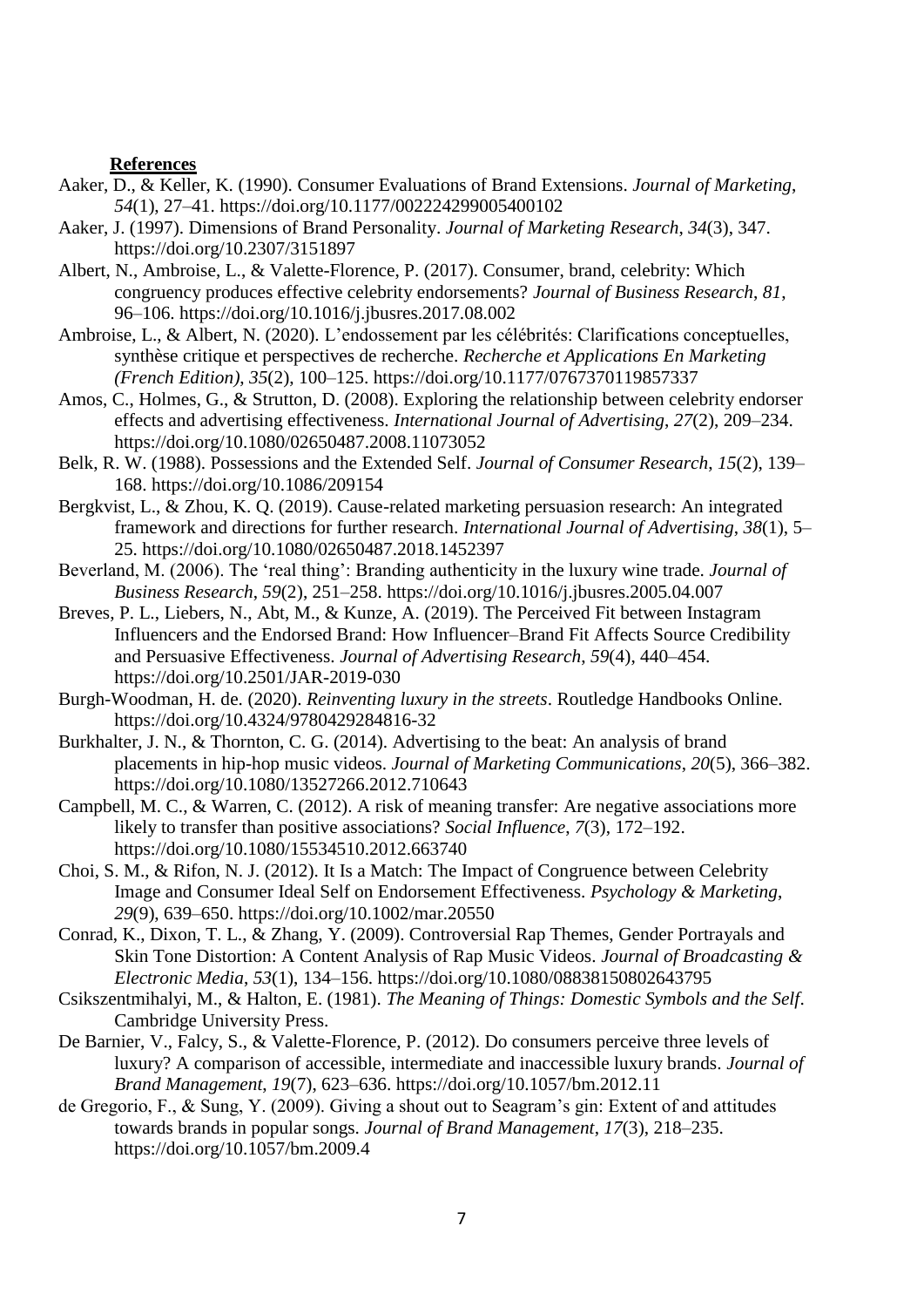**References**

Aaker, D., & Keller, K. (1990). Consumer Evaluations of Brand Extensions. *Journal of Marketing*, *54*(1), 27–41. https://doi.org/10.1177/002224299005400102

Aaker, J. (1997). Dimensions of Brand Personality. *Journal of Marketing Research*, *34*(3), 347. https://doi.org/10.2307/3151897

Albert, N., Ambroise, L., & Valette-Florence, P. (2017). Consumer, brand, celebrity: Which congruency produces effective celebrity endorsements? *Journal of Business Research*, *81*, 96–106. https://doi.org/10.1016/j.jbusres.2017.08.002

Ambroise, L., & Albert, N. (2020). L'endossement par les célébrités: Clarifications conceptuelles, synthèse critique et perspectives de recherche. *Recherche et Applications En Marketing (French Edition)*, *35*(2), 100–125. https://doi.org/10.1177/0767370119857337

Amos, C., Holmes, G., & Strutton, D. (2008). Exploring the relationship between celebrity endorser effects and advertising effectiveness. *International Journal of Advertising*, *27*(2), 209–234. https://doi.org/10.1080/02650487.2008.11073052

Belk, R. W. (1988). Possessions and the Extended Self. *Journal of Consumer Research*, *15*(2), 139–168. https://doi.org/10.1086/209154

Bergkvist, L., & Zhou, K. Q. (2019). Cause-related marketing persuasion research: An integrated framework and directions for further research. *International Journal of Advertising*, *38*(1), 5–25. https://doi.org/10.1080/02650487.2018.1452397

Beverland, M. (2006). The 'real thing': Branding authenticity in the luxury wine trade. *Journal of Business Research*, *59*(2), 251–258. https://doi.org/10.1016/j.jbusres.2005.04.007

Breves, P. L., Liebers, N., Abt, M., & Kunze, A. (2019). The Perceived Fit between Instagram Influencers and the Endorsed Brand: How Influencer–Brand Fit Affects Source Credibility and Persuasive Effectiveness. *Journal of Advertising Research*, *59*(4), 440–454. https://doi.org/10.2501/JAR-2019-030

Burgh-Woodman, H. de. (2020). *Reinventing luxury in the streets*. Routledge Handbooks Online. https://doi.org/10.4324/9780429284816-32

Burkhalter, J. N., & Thornton, C. G. (2014). Advertising to the beat: An analysis of brand placements in hip-hop music videos. *Journal of Marketing Communications*, *20*(5), 366–382. https://doi.org/10.1080/13527266.2012.710643

Campbell, M. C., & Warren, C. (2012). A risk of meaning transfer: Are negative associations more likely to transfer than positive associations? *Social Influence*, *7*(3), 172–192. https://doi.org/10.1080/15534510.2012.663740

Choi, S. M., & Rifon, N. J. (2012). It Is a Match: The Impact of Congruence between Celebrity Image and Consumer Ideal Self on Endorsement Effectiveness. *Psychology & Marketing*, *29*(9), 639–650. https://doi.org/10.1002/mar.20550

Conrad, K., Dixon, T. L., & Zhang, Y. (2009). Controversial Rap Themes, Gender Portrayals and Skin Tone Distortion: A Content Analysis of Rap Music Videos. *Journal of Broadcasting & Electronic Media*, *53*(1), 134–156. https://doi.org/10.1080/08838150802643795

Csikszentmihalyi, M., & Halton, E. (1981). *The Meaning of Things: Domestic Symbols and the Self*. Cambridge University Press.

De Barnier, V., Falcy, S., & Valette-Florence, P. (2012). Do consumers perceive three levels of luxury? A comparison of accessible, intermediate and inaccessible luxury brands. *Journal of Brand Management*, *19*(7), 623–636. https://doi.org/10.1057/bm.2012.11

de Gregorio, F., & Sung, Y. (2009). Giving a shout out to Seagram's gin: Extent of and attitudes towards brands in popular songs. *Journal of Brand Management*, *17*(3), 218–235. https://doi.org/10.1057/bm.2009.4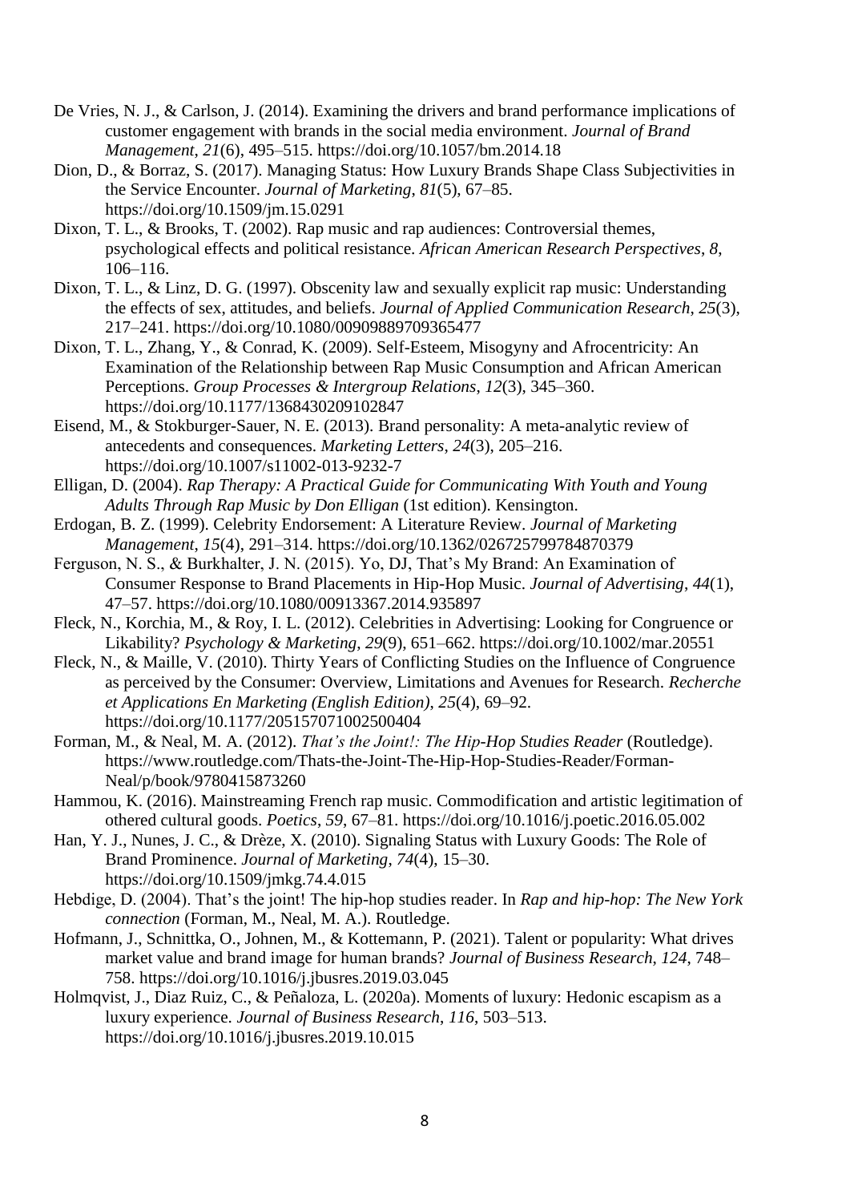De Vries, N. J., & Carlson, J. (2014). Examining the drivers and brand performance implications of customer engagement with brands in the social media environment. *Journal of Brand Management*, *21*(6), 495–515. https://doi.org/10.1057/bm.2014.18

Dion, D., & Borraz, S. (2017). Managing Status: How Luxury Brands Shape Class Subjectivities in the Service Encounter. *Journal of Marketing*, *81*(5), 67–85. https://doi.org/10.1509/jm.15.0291

Dixon, T. L., & Brooks, T. (2002). Rap music and rap audiences: Controversial themes, psychological effects and political resistance. *African American Research Perspectives*, *8*, 106–116.

Dixon, T. L., & Linz, D. G. (1997). Obscenity law and sexually explicit rap music: Understanding the effects of sex, attitudes, and beliefs. *Journal of Applied Communication Research*, *25*(3), 217–241. https://doi.org/10.1080/00909889709365477

Dixon, T. L., Zhang, Y., & Conrad, K. (2009). Self-Esteem, Misogyny and Afrocentricity: An Examination of the Relationship between Rap Music Consumption and African American Perceptions. *Group Processes & Intergroup Relations*, *12*(3), 345–360. https://doi.org/10.1177/1368430209102847

Eisend, M., & Stokburger-Sauer, N. E. (2013). Brand personality: A meta-analytic review of antecedents and consequences. *Marketing Letters*, *24*(3), 205–216. https://doi.org/10.1007/s11002-013-9232-7

Elligan, D. (2004). *Rap Therapy: A Practical Guide for Communicating With Youth and Young Adults Through Rap Music by Don Elligan* (1st edition). Kensington.

Erdogan, B. Z. (1999). Celebrity Endorsement: A Literature Review. *Journal of Marketing Management*, *15*(4), 291–314. https://doi.org/10.1362/026725799784870379

Ferguson, N. S., & Burkhalter, J. N. (2015). Yo, DJ, That's My Brand: An Examination of Consumer Response to Brand Placements in Hip-Hop Music. *Journal of Advertising*, *44*(1), 47–57. https://doi.org/10.1080/00913367.2014.935897

Fleck, N., Korchia, M., & Roy, I. L. (2012). Celebrities in Advertising: Looking for Congruence or Likability? *Psychology & Marketing*, *29*(9), 651–662. https://doi.org/10.1002/mar.20551

Fleck, N., & Maille, V. (2010). Thirty Years of Conflicting Studies on the Influence of Congruence as perceived by the Consumer: Overview, Limitations and Avenues for Research. *Recherche et Applications En Marketing (English Edition)*, *25*(4), 69–92. https://doi.org/10.1177/205157071002500404

Forman, M., & Neal, M. A. (2012). *That's the Joint!: The Hip-Hop Studies Reader* (Routledge). https://www.routledge.com/Thats-the-Joint-The-Hip-Hop-Studies-Reader/Forman-Neal/p/book/9780415873260

Hammou, K. (2016). Mainstreaming French rap music. Commodification and artistic legitimation of othered cultural goods. *Poetics*, *59*, 67–81. https://doi.org/10.1016/j.poetic.2016.05.002

Han, Y. J., Nunes, J. C., & Drèze, X. (2010). Signaling Status with Luxury Goods: The Role of Brand Prominence. *Journal of Marketing*, *74*(4), 15–30. https://doi.org/10.1509/jmkg.74.4.015

Hebdige, D. (2004). That's the joint! The hip-hop studies reader. In *Rap and hip-hop: The New York connection* (Forman, M., Neal, M. A.). Routledge.

Hofmann, J., Schnittka, O., Johnen, M., & Kottemann, P. (2021). Talent or popularity: What drives market value and brand image for human brands? *Journal of Business Research*, *124*, 748–758. https://doi.org/10.1016/j.jbusres.2019.03.045

Holmqvist, J., Diaz Ruiz, C., & Peñaloza, L. (2020a). Moments of luxury: Hedonic escapism as a luxury experience. *Journal of Business Research*, *116*, 503–513. https://doi.org/10.1016/j.jbusres.2019.10.015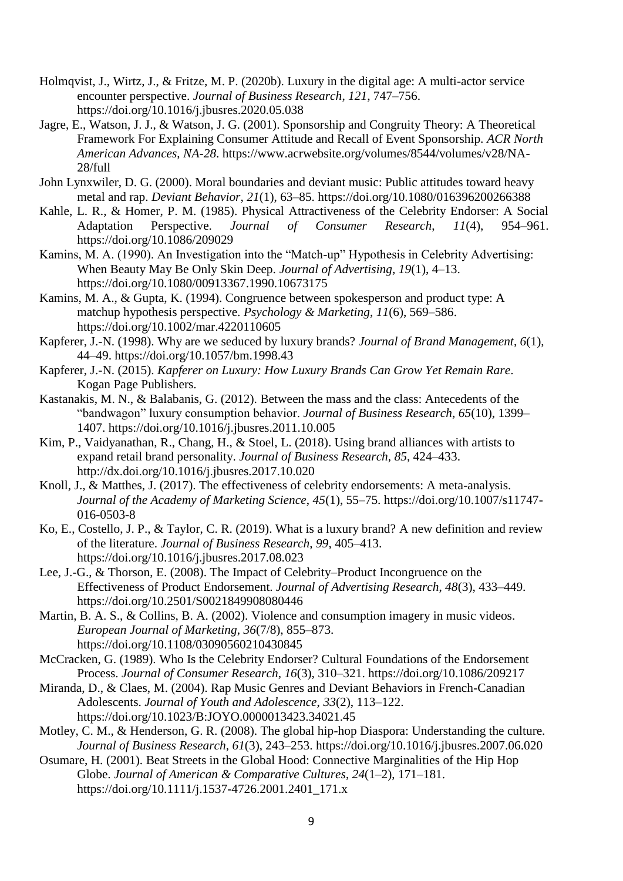Holmqvist, J., Wirtz, J., & Fritze, M. P. (2020b). Luxury in the digital age: A multi-actor service encounter perspective. *Journal of Business Research*, *121*, 747–756. https://doi.org/10.1016/j.jbusres.2020.05.038

Jagre, E., Watson, J. J., & Watson, J. G. (2001). Sponsorship and Congruity Theory: A Theoretical Framework For Explaining Consumer Attitude and Recall of Event Sponsorship. *ACR North American Advances*, *NA-28*. https://www.acrwebsite.org/volumes/8544/volumes/v28/NA-28/full

John Lynxwiler, D. G. (2000). Moral boundaries and deviant music: Public attitudes toward heavy metal and rap. *Deviant Behavior*, *21*(1), 63–85. https://doi.org/10.1080/016396200266388

Kahle, L. R., & Homer, P. M. (1985). Physical Attractiveness of the Celebrity Endorser: A Social Adaptation Perspective. *Journal of Consumer Research*, *11*(4), 954–961. https://doi.org/10.1086/209029

Kamins, M. A. (1990). An Investigation into the "Match-up" Hypothesis in Celebrity Advertising: When Beauty May Be Only Skin Deep. *Journal of Advertising*, *19*(1), 4–13. https://doi.org/10.1080/00913367.1990.10673175

Kamins, M. A., & Gupta, K. (1994). Congruence between spokesperson and product type: A matchup hypothesis perspective. *Psychology & Marketing*, *11*(6), 569–586. https://doi.org/10.1002/mar.4220110605

Kapferer, J.-N. (1998). Why are we seduced by luxury brands? *Journal of Brand Management*, *6*(1), 44–49. https://doi.org/10.1057/bm.1998.43

Kapferer, J.-N. (2015). *Kapferer on Luxury: How Luxury Brands Can Grow Yet Remain Rare*. Kogan Page Publishers.

Kastanakis, M. N., & Balabanis, G. (2012). Between the mass and the class: Antecedents of the "bandwagon" luxury consumption behavior. *Journal of Business Research*, *65*(10), 1399–1407. https://doi.org/10.1016/j.jbusres.2011.10.005

Kim, P., Vaidyanathan, R., Chang, H., & Stoel, L. (2018). Using brand alliances with artists to expand retail brand personality. *Journal of Business Research*, *85*, 424–433. http://dx.doi.org/10.1016/j.jbusres.2017.10.020

Knoll, J., & Matthes, J. (2017). The effectiveness of celebrity endorsements: A meta-analysis. *Journal of the Academy of Marketing Science*, *45*(1), 55–75. https://doi.org/10.1007/s11747-016-0503-8

Ko, E., Costello, J. P., & Taylor, C. R. (2019). What is a luxury brand? A new definition and review of the literature. *Journal of Business Research*, *99*, 405–413. https://doi.org/10.1016/j.jbusres.2017.08.023

Lee, J.-G., & Thorson, E. (2008). The Impact of Celebrity–Product Incongruence on the Effectiveness of Product Endorsement. *Journal of Advertising Research*, *48*(3), 433–449. https://doi.org/10.2501/S0021849908080446

Martin, B. A. S., & Collins, B. A. (2002). Violence and consumption imagery in music videos. *European Journal of Marketing*, *36*(7/8), 855–873. https://doi.org/10.1108/03090560210430845

McCracken, G. (1989). Who Is the Celebrity Endorser? Cultural Foundations of the Endorsement Process. *Journal of Consumer Research*, *16*(3), 310–321. https://doi.org/10.1086/209217

Miranda, D., & Claes, M. (2004). Rap Music Genres and Deviant Behaviors in French-Canadian Adolescents. *Journal of Youth and Adolescence*, *33*(2), 113–122. https://doi.org/10.1023/B:JOYO.0000013423.34021.45

Motley, C. M., & Henderson, G. R. (2008). The global hip-hop Diaspora: Understanding the culture. *Journal of Business Research*, *61*(3), 243–253. https://doi.org/10.1016/j.jbusres.2007.06.020

Osumare, H. (2001). Beat Streets in the Global Hood: Connective Marginalities of the Hip Hop Globe. *Journal of American & Comparative Cultures*, *24*(1–2), 171–181. https://doi.org/10.1111/j.1537-4726.2001.2401_171.x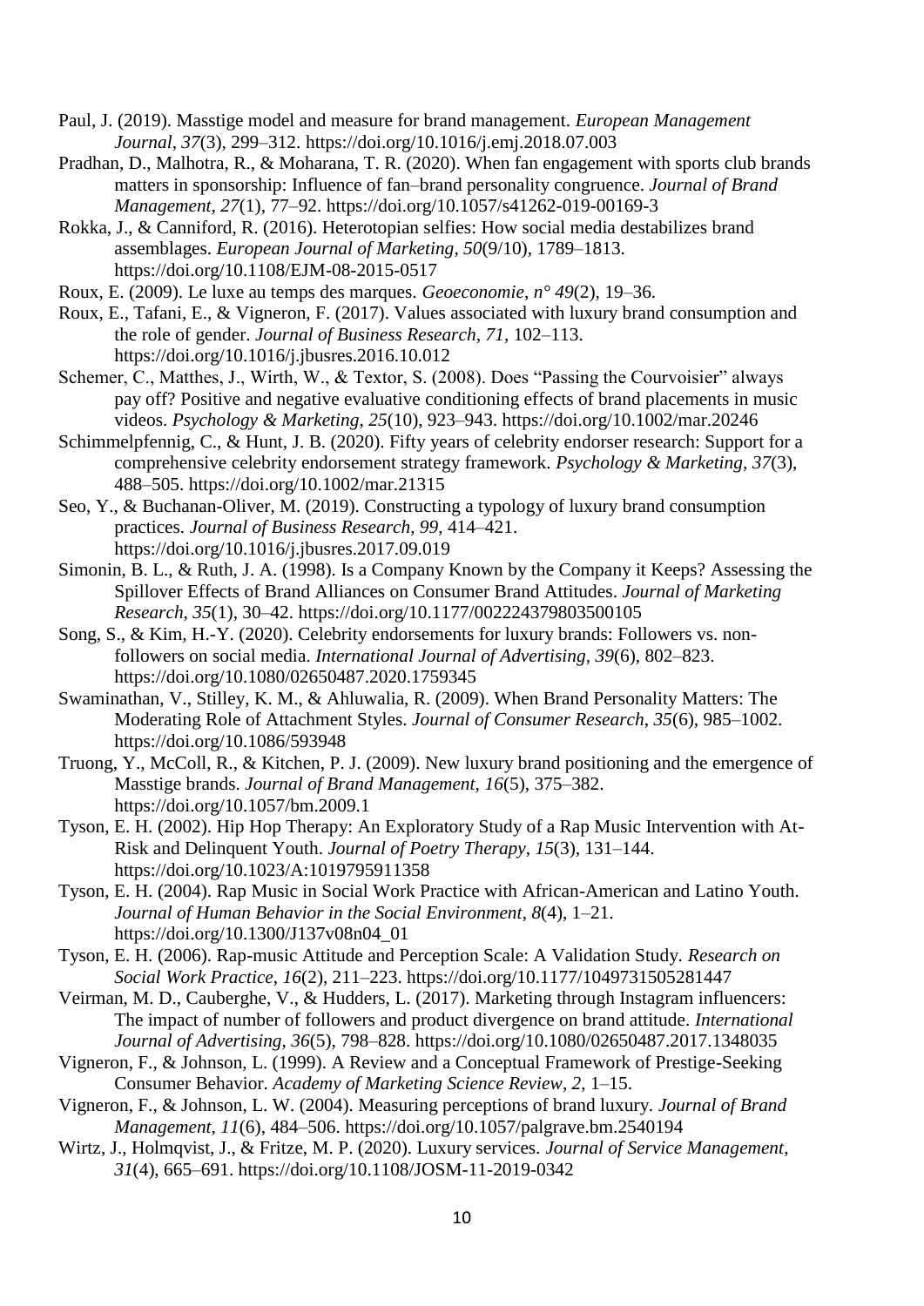Paul, J. (2019). Masstige model and measure for brand management. *European Management Journal*, *37*(3), 299–312. https://doi.org/10.1016/j.emj.2018.07.003

Pradhan, D., Malhotra, R., & Moharana, T. R. (2020). When fan engagement with sports club brands matters in sponsorship: Influence of fan–brand personality congruence. *Journal of Brand Management*, *27*(1), 77–92. https://doi.org/10.1057/s41262-019-00169-3

Rokka, J., & Canniford, R. (2016). Heterotopian selfies: How social media destabilizes brand assemblages. *European Journal of Marketing*, *50*(9/10), 1789–1813. https://doi.org/10.1108/EJM-08-2015-0517

Roux, E. (2009). Le luxe au temps des marques. *Geoeconomie*, *n° 49*(2), 19–36.

Roux, E., Tafani, E., & Vigneron, F. (2017). Values associated with luxury brand consumption and the role of gender. *Journal of Business Research*, *71*, 102–113. https://doi.org/10.1016/j.jbusres.2016.10.012

Schemer, C., Matthes, J., Wirth, W., & Textor, S. (2008). Does "Passing the Courvoisier" always pay off? Positive and negative evaluative conditioning effects of brand placements in music videos. *Psychology & Marketing*, *25*(10), 923–943. https://doi.org/10.1002/mar.20246

Schimmelpfennig, C., & Hunt, J. B. (2020). Fifty years of celebrity endorser research: Support for a comprehensive celebrity endorsement strategy framework. *Psychology & Marketing*, *37*(3), 488–505. https://doi.org/10.1002/mar.21315

Seo, Y., & Buchanan-Oliver, M. (2019). Constructing a typology of luxury brand consumption practices. *Journal of Business Research*, *99*, 414–421. https://doi.org/10.1016/j.jbusres.2017.09.019

Simonin, B. L., & Ruth, J. A. (1998). Is a Company Known by the Company it Keeps? Assessing the Spillover Effects of Brand Alliances on Consumer Brand Attitudes. *Journal of Marketing Research*, *35*(1), 30–42. https://doi.org/10.1177/002224379803500105

Song, S., & Kim, H.-Y. (2020). Celebrity endorsements for luxury brands: Followers vs. non-followers on social media. *International Journal of Advertising*, *39*(6), 802–823. https://doi.org/10.1080/02650487.2020.1759345

Swaminathan, V., Stilley, K. M., & Ahluwalia, R. (2009). When Brand Personality Matters: The Moderating Role of Attachment Styles. *Journal of Consumer Research*, *35*(6), 985–1002. https://doi.org/10.1086/593948

Truong, Y., McColl, R., & Kitchen, P. J. (2009). New luxury brand positioning and the emergence of Masstige brands. *Journal of Brand Management*, *16*(5), 375–382. https://doi.org/10.1057/bm.2009.1

Tyson, E. H. (2002). Hip Hop Therapy: An Exploratory Study of a Rap Music Intervention with At-Risk and Delinquent Youth. *Journal of Poetry Therapy*, *15*(3), 131–144. https://doi.org/10.1023/A:1019795911358

Tyson, E. H. (2004). Rap Music in Social Work Practice with African-American and Latino Youth. *Journal of Human Behavior in the Social Environment*, *8*(4), 1–21. https://doi.org/10.1300/J137v08n04_01

Tyson, E. H. (2006). Rap-music Attitude and Perception Scale: A Validation Study. *Research on Social Work Practice*, *16*(2), 211–223. https://doi.org/10.1177/1049731505281447

Veirman, M. D., Cauberghe, V., & Hudders, L. (2017). Marketing through Instagram influencers: The impact of number of followers and product divergence on brand attitude. *International Journal of Advertising*, *36*(5), 798–828. https://doi.org/10.1080/02650487.2017.1348035

Vigneron, F., & Johnson, L. (1999). A Review and a Conceptual Framework of Prestige-Seeking Consumer Behavior. *Academy of Marketing Science Review*, *2*, 1–15.

Vigneron, F., & Johnson, L. W. (2004). Measuring perceptions of brand luxury. *Journal of Brand Management*, *11*(6), 484–506. https://doi.org/10.1057/palgrave.bm.2540194

Wirtz, J., Holmqvist, J., & Fritze, M. P. (2020). Luxury services. *Journal of Service Management*, *31*(4), 665–691. https://doi.org/10.1108/JOSM-11-2019-0342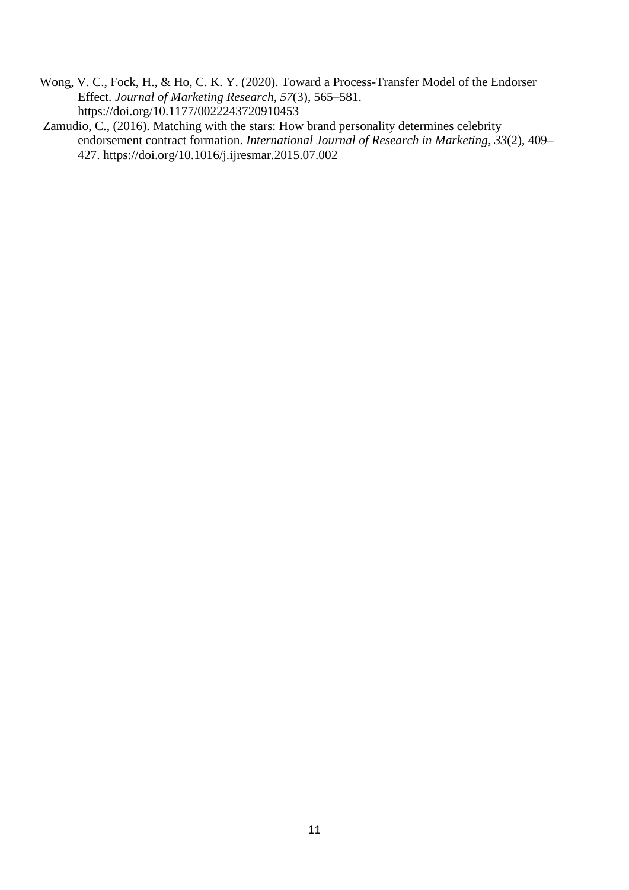Wong, V. C., Fock, H., & Ho, C. K. Y. (2020). Toward a Process-Transfer Model of the Endorser Effect. *Journal of Marketing Research*, *57*(3), 565–581. https://doi.org/10.1177/0022243720910453

Zamudio, C., (2016). Matching with the stars: How brand personality determines celebrity endorsement contract formation. *International Journal of Research in Marketing*, *33*(2), 409–427. https://doi.org/10.1016/j.ijresmar.2015.07.002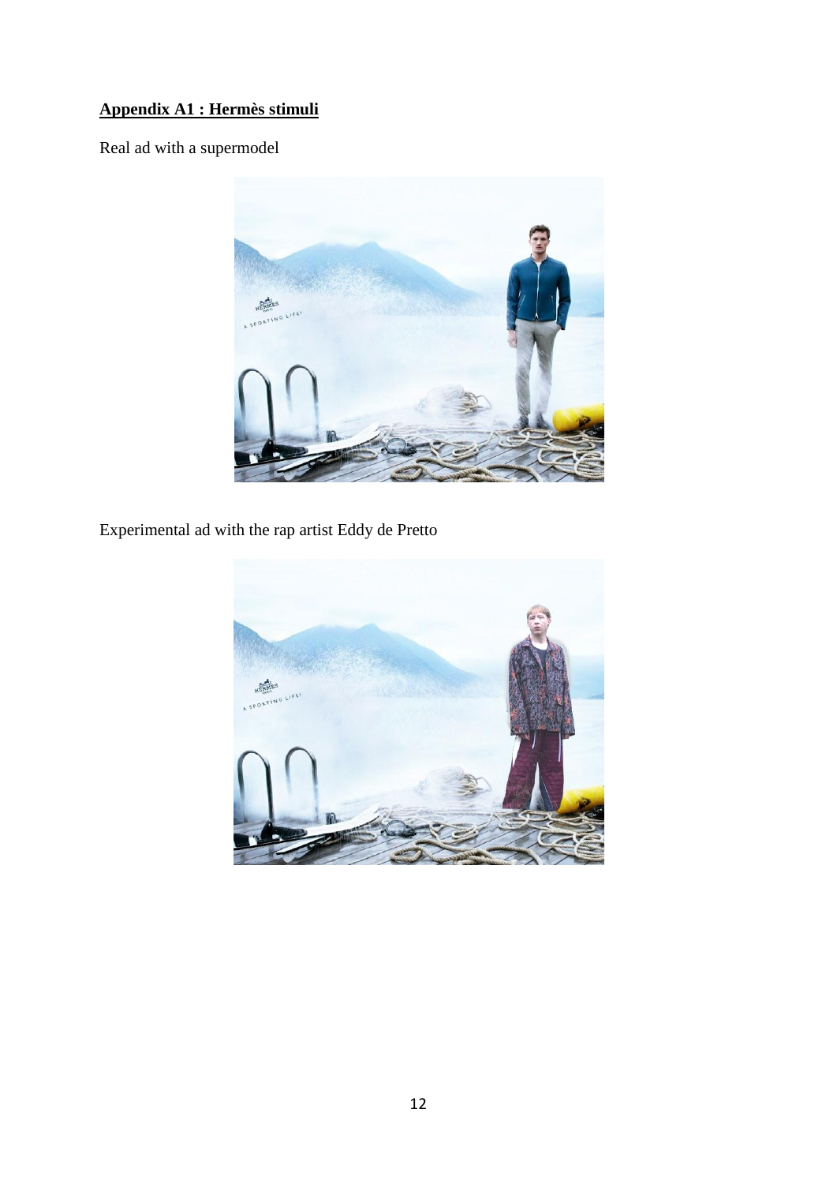**Appendix A1 : Hermès stimuli**

Real ad with a supermodel

Experimental ad with the rap artist Eddy de Pretto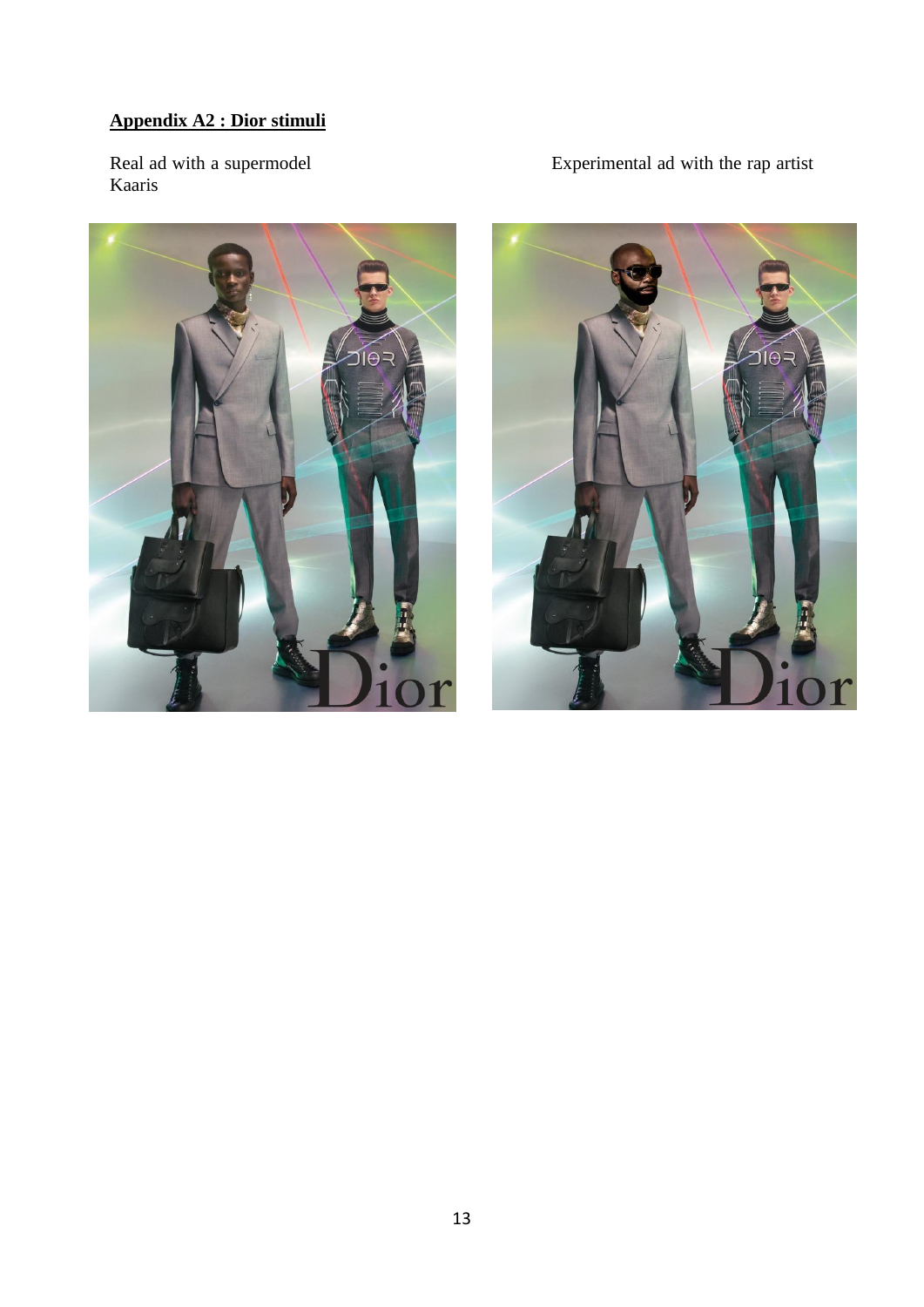## **Appendix A2 : Dior stimuli**

Real ad with a supermodel

Kaaris

Experimental ad with the rap artist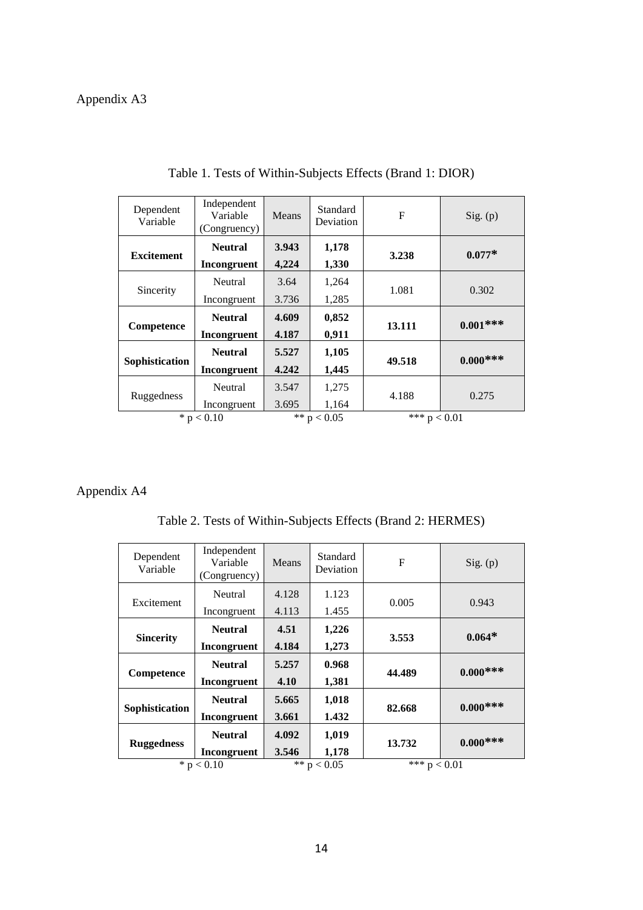Appendix A3

Table 1. Tests of Within-Subjects Effects (Brand 1: DIOR)

| Dependent Variable | Independent Variable (Congruency) | Means | Standard Deviation | F | Sig. (p) |
|---|---|---|---|---|---|
| **Excitement** | **Neutral** | **3.943** | **1,178** | **3.238** | **0.077*** |
| | **Incongruent** | **4,224** | **1,330** | | |
| Sincerity | Neutral | 3.64 | 1,264 | 1.081 | 0.302 |
| | Incongruent | 3.736 | 1,285 | | |
| **Competence** | **Neutral** | **4.609** | **0,852** | **13.111** | **0.001***** |
| | **Incongruent** | **4.187** | **0,911** | | |
| **Sophistication** | **Neutral** | **5.527** | **1,105** | **49.518** | **0.000***** |
| | **Incongruent** | **4.242** | **1,445** | | |
| Ruggedness | Neutral | 3.547 | 1,275 | 4.188 | 0.275 |
| | Incongruent | 3.695 | 1,164 | | |

\* $p < 0.10$ \*\* $p < 0.05$ \*\*\* $p < 0.01$

Appendix A4

Table 2. Tests of Within-Subjects Effects (Brand 2: HERMES)

| Dependent Variable | Independent Variable (Congruency) | Means | Standard Deviation | F | Sig. (p) |
|---|---|---|---|---|---|
| Excitement | Neutral | 4.128 | 1.123 | 0.005 | 0.943 |
| | Incongruent | 4.113 | 1.455 | | |
| **Sincerity** | **Neutral** | **4.51** | **1,226** | **3.553** | **0.064*** |
| | **Incongruent** | **4.184** | **1,273** | | |
| **Competence** | **Neutral** | **5.257** | **0.968** | **44.489** | **0.000***** |
| | **Incongruent** | **4.10** | **1,381** | | |
| **Sophistication** | **Neutral** | **5.665** | **1,018** | **82.668** | **0.000***** |
| | **Incongruent** | **3.661** | **1.432** | | |
| **Ruggedness** | **Neutral** | **4.092** | **1,019** | **13.732** | **0.000***** |
| | **Incongruent** | **3.546** | **1,178** | | |

\* $p < 0.10$ \*\* $p < 0.05$ \*\*\* $p < 0.01$